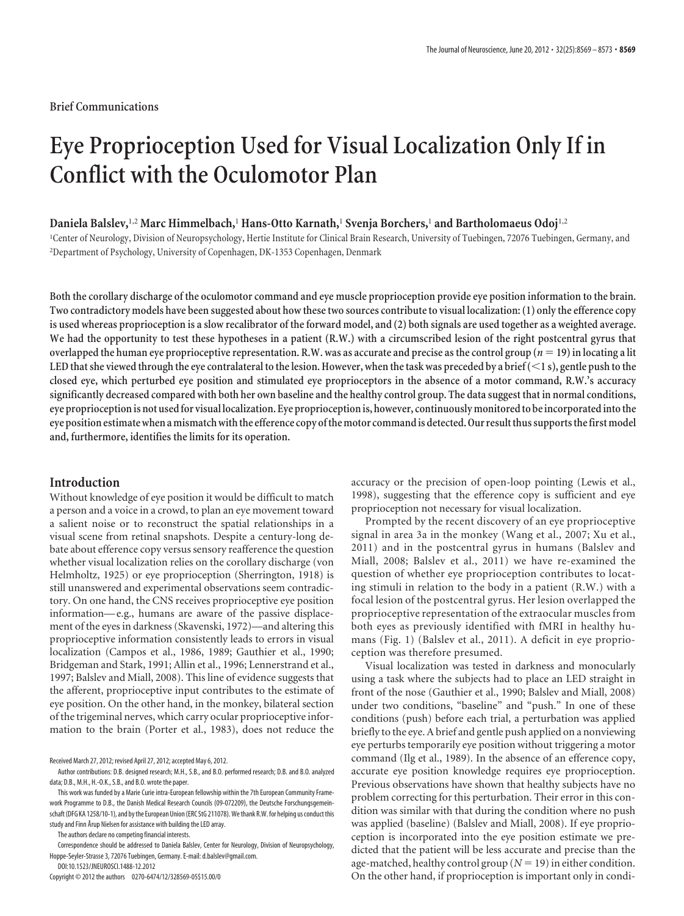**Brief Communications**

# Eye Proprioception Used for Visual Localization Only If in Conflict with the Oculomotor Plan

**Daniela Balslev,[1,2] Marc Himmelbach,[1] Hans-Otto Karnath,[1] Svenja Borchers,[1] and Bartholomaeus Odoj[1,2]**

[1]Center of Neurology, Division of Neuropsychology, Hertie Institute for Clinical Brain Research, University of Tuebingen, 72076 Tuebingen, Germany, and [2]Department of Psychology, University of Copenhagen, DK-1353 Copenhagen, Denmark

**Both the corollary discharge of the oculomotor command and eye muscle proprioception provide eye position information to the brain. Two contradictory models have been suggested about how these two sources contribute to visual localization: (1) only the efference copy is used whereas proprioception is a slow recalibrator of the forward model, and (2) both signals are used together as a weighted average. We had the opportunity to test these hypotheses in a patient (R.W.) with a circumscribed lesion of the right postcentral gyrus that overlapped the human eye proprioceptive representation. R.W. was as accurate and precise as the control group ($n = 19$) in locating a lit LED that she viewed through the eye contralateral to the lesion. However, when the task was preceded by a brief (<1 s), gentle push to the closed eye, which perturbed eye position and stimulated eye proprioceptors in the absence of a motor command, R.W.'s accuracy significantly decreased compared with both her own baseline and the healthy control group. The data suggest that in normal conditions, eye proprioception is not used for visual localization. Eye proprioception is, however, continuously monitored to be incorporated into the eye position estimate when a mismatch with the efference copy of the motor command is detected. Our result thus supports the first model and, furthermore, identifies the limits for its operation.**

## Introduction

Without knowledge of eye position it would be difficult to match a person and a voice in a crowd, to plan an eye movement toward a salient noise or to reconstruct the spatial relationships in a visual scene from retinal snapshots. Despite a century-long debate about efference copy versus sensory reafference the question whether visual localization relies on the corollary discharge (von Helmholtz, 1925) or eye proprioception (Sherrington, 1918) is still unanswered and experimental observations seem contradictory. On one hand, the CNS receives proprioceptive eye position information—e.g., humans are aware of the passive displacement of the eyes in darkness (Skavenski, 1972)—and altering this proprioceptive information consistently leads to errors in visual localization (Campos et al., 1986, 1989; Gauthier et al., 1990; Bridgeman and Stark, 1991; Allin et al., 1996; Lennerstrand et al., 1997; Balslev and Miall, 2008). This line of evidence suggests that the afferent, proprioceptive input contributes to the estimate of eye position. On the other hand, in the monkey, bilateral section of the trigeminal nerves, which carry ocular proprioceptive information to the brain (Porter et al., 1983), does not reduce the accuracy or the precision of open-loop pointing (Lewis et al., 1998), suggesting that the efference copy is sufficient and eye proprioception not necessary for visual localization.

Prompted by the recent discovery of an eye proprioceptive signal in area 3a in the monkey (Wang et al., 2007; Xu et al., 2011) and in the postcentral gyrus in humans (Balslev and Miall, 2008; Balslev et al., 2011) we have re-examined the question of whether eye proprioception contributes to locating stimuli in relation to the body in a patient (R.W.) with a focal lesion of the postcentral gyrus. Her lesion overlapped the proprioceptive representation of the extraocular muscles from both eyes as previously identified with fMRI in healthy humans (Fig. 1) (Balslev et al., 2011). A deficit in eye proprioception was therefore presumed.

Visual localization was tested in darkness and monocularly using a task where the subjects had to place an LED straight in front of the nose (Gauthier et al., 1990; Balslev and Miall, 2008) under two conditions, "baseline" and "push." In one of these conditions (push) before each trial, a perturbation was applied briefly to the eye. A brief and gentle push applied on a nonviewing eye perturbs temporarily eye position without triggering a motor command (Ilg et al., 1989). In the absence of an efference copy, accurate eye position knowledge requires eye proprioception. Previous observations have shown that healthy subjects have no problem correcting for this perturbation. Their error in this condition was similar with that during the condition where no push was applied (baseline) (Balslev and Miall, 2008). If eye proprioception is incorporated into the eye position estimate we predicted that the patient will be less accurate and precise than the age-matched, healthy control group ($N = 19$) in either condition. On the other hand, if proprioception is important only in condi-

Received March 27, 2012; revised April 27, 2012; accepted May 6, 2012.

Author contributions: D.B. designed research; M.H., S.B., and B.O. performed research; D.B. and B.O. analyzed data; D.B., M.H., H.-O.K., S.B., and B.O. wrote the paper.

This work was funded by a Marie Curie intra-European fellowship within the 7th European Community Framework Programme to D.B., the Danish Medical Research Councils (09-072209), the Deutsche Forschungsgemeinschaft (DFG KA 1258/10-1), and by the European Union (ERC StG 211078). We thank R.W. for helping us conduct this study and Finn Årup Nielsen for assistance with building the LED array.

The authors declare no competing financial interests.

Correspondence should be addressed to Daniela Balslev, Center for Neurology, Division of Neuropsychology, Hoppe-Seyler-Strasse 3, 72076 Tuebingen, Germany. E-mail: d.balslev@gmail.com.

DOI:10.1523/JNEUROSCI.1488-12.2012

Copyright © 2012 the authors 0270-6474/12/328569-05$15.00/0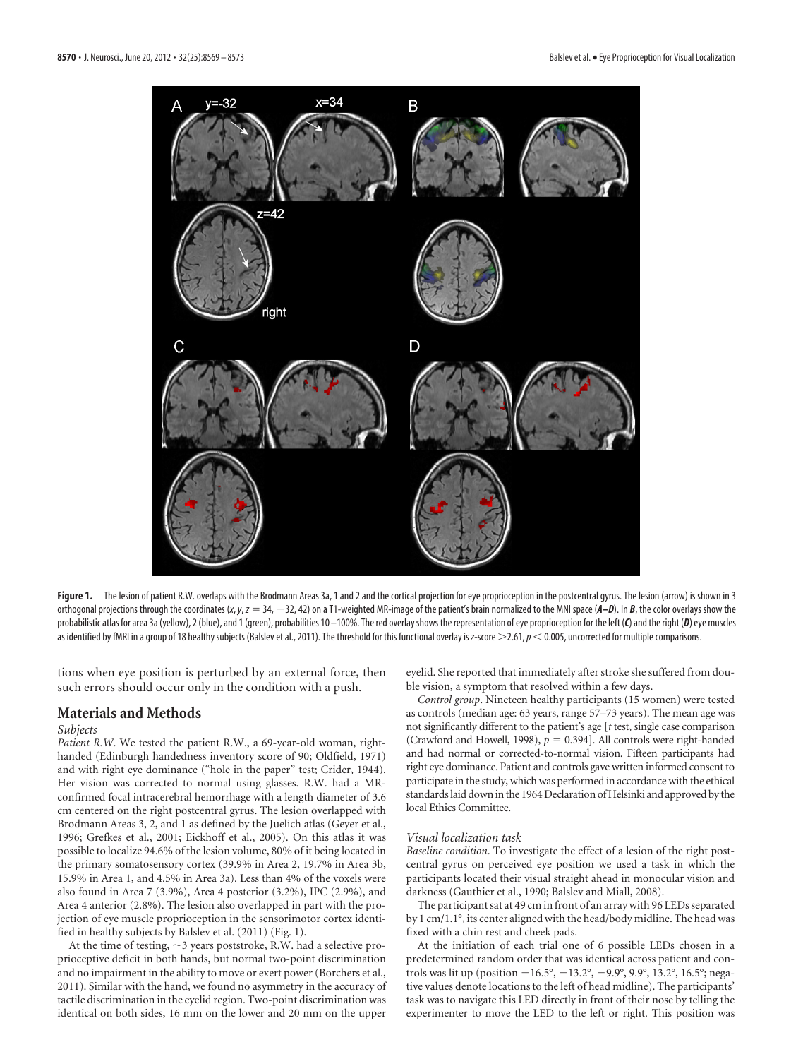**Figure 1.** The lesion of patient R.W. overlaps with the Brodmann Areas 3a, 1 and 2 and the cortical projection for eye proprioception in the postcentral gyrus. The lesion (arrow) is shown in 3 orthogonal projections through the coordinates ($x$, $y$, $z$ = 34, −32, 42) on a T1-weighted MR-image of the patient's brain normalized to the MNI space (***A–D***). In ***B***, the color overlays show the probabilistic atlas for area 3a (yellow), 2 (blue), and 1 (green), probabilities 10–100%. The red overlay shows the representation of eye proprioception for the left (***C***) and the right (***D***) eye muscles as identified by fMRI in a group of 18 healthy subjects (Balslev et al., 2011). The threshold for this functional overlay is $z$-score >2.61, $p < 0.005$, uncorrected for multiple comparisons.

tions when eye position is perturbed by an external force, then such errors should occur only in the condition with a push.

## Materials and Methods

### *Subjects*

*Patient R.W.* We tested the patient R.W., a 69-year-old woman, right-handed (Edinburgh handedness inventory score of 90; Oldfield, 1971) and with right eye dominance ("hole in the paper" test; Crider, 1944). Her vision was corrected to normal using glasses. R.W. had a MR-confirmed focal intracerebral hemorrhage with a length diameter of 3.6 cm centered on the right postcentral gyrus. The lesion overlapped with Brodmann Areas 3, 2, and 1 as defined by the Juelich atlas (Geyer et al., 1996; Grefkes et al., 2001; Eickhoff et al., 2005). On this atlas it was possible to localize 94.6% of the lesion volume, 80% of it being located in the primary somatosensory cortex (39.9% in Area 2, 19.7% in Area 3b, 15.9% in Area 1, and 4.5% in Area 3a). Less than 4% of the voxels were also found in Area 7 (3.9%), Area 4 posterior (3.2%), IPC (2.9%), and Area 4 anterior (2.8%). The lesion also overlapped in part with the projection of eye muscle proprioception in the sensorimotor cortex identified in healthy subjects by Balslev et al. (2011) (Fig. 1).

At the time of testing, ~3 years poststroke, R.W. had a selective proprioceptive deficit in both hands, but normal two-point discrimination and no impairment in the ability to move or exert power (Borchers et al., 2011). Similar with the hand, we found no asymmetry in the accuracy of tactile discrimination in the eyelid region. Two-point discrimination was identical on both sides, 16 mm on the lower and 20 mm on the upper eyelid. She reported that immediately after stroke she suffered from double vision, a symptom that resolved within a few days.

*Control group.* Nineteen healthy participants (15 women) were tested as controls (median age: 63 years, range 57–73 years). The mean age was not significantly different to the patient's age [$t$ test, single case comparison (Crawford and Howell, 1998), $p = 0.394$]. All controls were right-handed and had normal or corrected-to-normal vision. Fifteen participants had right eye dominance. Patient and controls gave written informed consent to participate in the study, which was performed in accordance with the ethical standards laid down in the 1964 Declaration of Helsinki and approved by the local Ethics Committee.

### *Visual localization task*

*Baseline condition.* To investigate the effect of a lesion of the right postcentral gyrus on perceived eye position we used a task in which the participants located their visual straight ahead in monocular vision and darkness (Gauthier et al., 1990; Balslev and Miall, 2008).

The participant sat at 49 cm in front of an array with 96 LEDs separated by 1 cm/1.1°, its center aligned with the head/body midline. The head was fixed with a chin rest and cheek pads.

At the initiation of each trial one of 6 possible LEDs chosen in a predetermined random order that was identical across patient and controls was lit up (position −16.5°, −13.2°, −9.9°, 9.9°, 13.2°, 16.5°; negative values denote locations to the left of head midline). The participants' task was to navigate this LED directly in front of their nose by telling the experimenter to move the LED to the left or right. This position was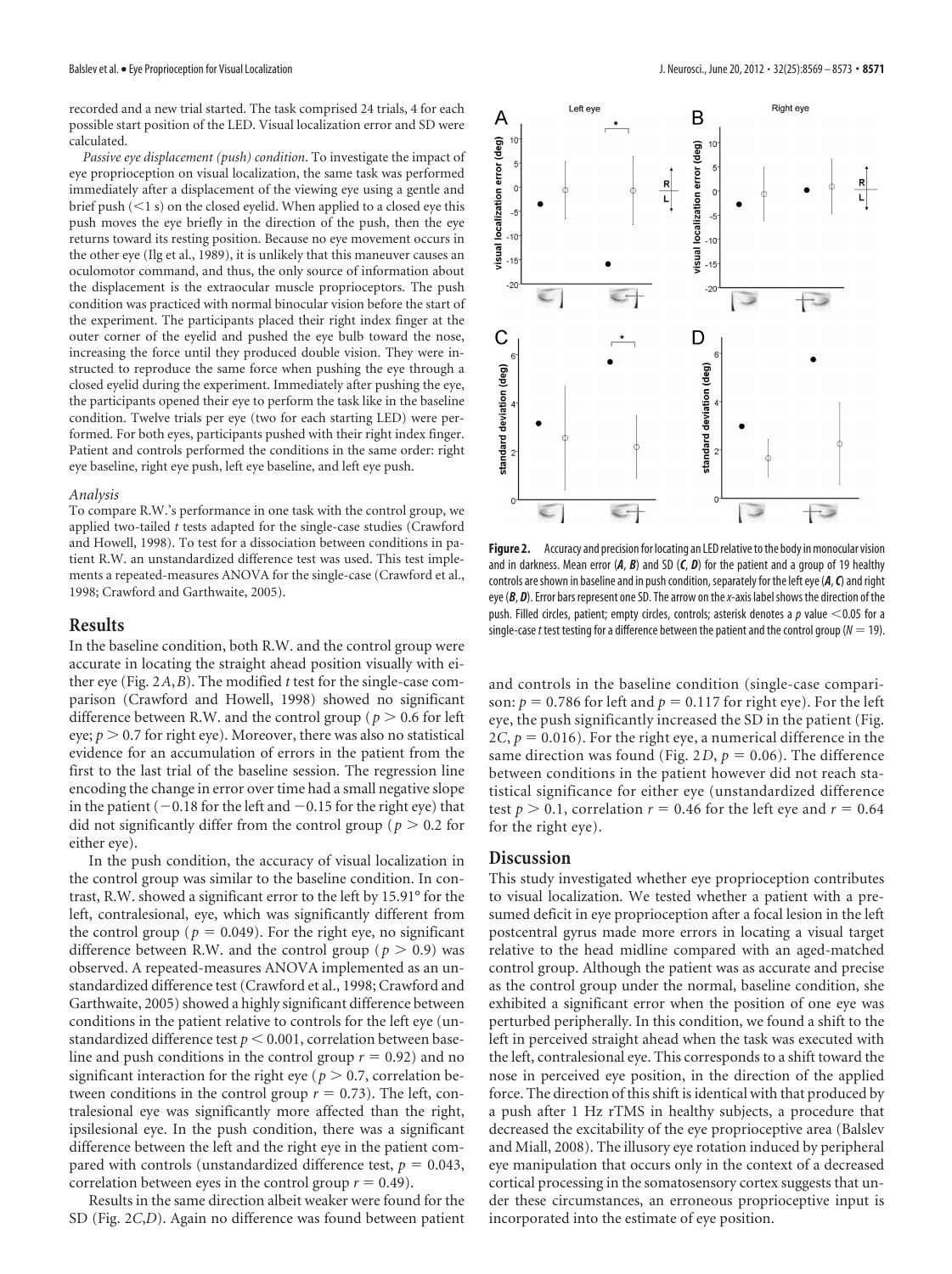recorded and a new trial started. The task comprised 24 trials, 4 for each possible start position of the LED. Visual localization error and SD were calculated.

*Passive eye displacement (push) condition*. To investigate the impact of eye proprioception on visual localization, the same task was performed immediately after a displacement of the viewing eye using a gentle and brief push (<1 s) on the closed eyelid. When applied to a closed eye this push moves the eye briefly in the direction of the push, then the eye returns toward its resting position. Because no eye movement occurs in the other eye (Ilg et al., 1989), it is unlikely that this maneuver causes an oculomotor command, and thus, the only source of information about the displacement is the extraocular muscle proprioceptors. The push condition was practiced with normal binocular vision before the start of the experiment. The participants placed their right index finger at the outer corner of the eyelid and pushed the eye bulb toward the nose, increasing the force until they produced double vision. They were instructed to reproduce the same force when pushing the eye through a closed eyelid during the experiment. Immediately after pushing the eye, the participants opened their eye to perform the task like in the baseline condition. Twelve trials per eye (two for each starting LED) were performed. For both eyes, participants pushed with their right index finger. Patient and controls performed the conditions in the same order: right eye baseline, right eye push, left eye baseline, and left eye push.

### Analysis

To compare R.W.'s performance in one task with the control group, we applied two-tailed *t* tests adapted for the single-case studies (Crawford and Howell, 1998). To test for a dissociation between conditions in patient R.W. an unstandardized difference test was used. This test implements a repeated-measures ANOVA for the single-case (Crawford et al., 1998; Crawford and Garthwaite, 2005).

## Results

In the baseline condition, both R.W. and the control group were accurate in locating the straight ahead position visually with either eye (Fig. 2*A*,*B*). The modified *t* test for the single-case comparison (Crawford and Howell, 1998) showed no significant difference between R.W. and the control group ($p > 0.6$ for left eye; $p > 0.7$ for right eye). Moreover, there was also no statistical evidence for an accumulation of errors in the patient from the first to the last trial of the baseline session. The regression line encoding the change in error over time had a small negative slope in the patient (−0.18 for the left and −0.15 for the right eye) that did not significantly differ from the control group ($p > 0.2$ for either eye).

In the push condition, the accuracy of visual localization in the control group was similar to the baseline condition. In contrast, R.W. showed a significant error to the left by 15.91° for the left, contralesional, eye, which was significantly different from the control group ($p = 0.049$). For the right eye, no significant difference between R.W. and the control group ($p > 0.9$) was observed. A repeated-measures ANOVA implemented as an unstandardized difference test (Crawford et al., 1998; Crawford and Garthwaite, 2005) showed a highly significant difference between conditions in the patient relative to controls for the left eye (unstandardized difference test $p < 0.001$, correlation between baseline and push conditions in the control group $r = 0.92$) and no significant interaction for the right eye ($p > 0.7$, correlation between conditions in the control group $r = 0.73$). The left, contralesional eye was significantly more affected than the right, ipsilesional eye. In the push condition, there was a significant difference between the left and the right eye in the patient compared with controls (unstandardized difference test, $p = 0.043$, correlation between eyes in the control group $r = 0.49$).

Results in the same direction albeit weaker were found for the SD (Fig. 2*C*,*D*). Again no difference was found between patient and controls in the baseline condition (single-case comparison: $p = 0.786$ for left and $p = 0.117$ for right eye). For the left eye, the push significantly increased the SD in the patient (Fig. 2*C*, $p = 0.016$). For the right eye, a numerical difference in the same direction was found (Fig. 2*D*, $p = 0.06$). The difference between conditions in the patient however did not reach statistical significance for either eye (unstandardized difference test $p > 0.1$, correlation $r = 0.46$ for the left eye and $r = 0.64$ for the right eye).

**Figure 2.** Accuracy and precision for locating an LED relative to the body in monocular vision and in darkness. Mean error (***A***, ***B***) and SD (***C***, ***D***) for the patient and a group of 19 healthy controls are shown in baseline and in push condition, separately for the left eye (***A***, ***C***) and right eye (***B***, ***D***). Error bars represent one SD. The arrow on the *x*-axis label shows the direction of the push. Filled circles, patient; empty circles, controls; asterisk denotes a *p* value <0.05 for a single-case *t* test testing for a difference between the patient and the control group ($N = 19$).

## Discussion

This study investigated whether eye proprioception contributes to visual localization. We tested whether a patient with a presumed deficit in eye proprioception after a focal lesion in the left postcentral gyrus made more errors in locating a visual target relative to the head midline compared with an aged-matched control group. Although the patient was as accurate and precise as the control group under the normal, baseline condition, she exhibited a significant error when the position of one eye was perturbed peripherally. In this condition, we found a shift to the left in perceived straight ahead when the task was executed with the left, contralesional eye. This corresponds to a shift toward the nose in perceived eye position, in the direction of the applied force. The direction of this shift is identical with that produced by a push after 1 Hz rTMS in healthy subjects, a procedure that decreased the excitability of the eye proprioceptive area (Balslev and Miall, 2008). The illusory eye rotation induced by peripheral eye manipulation that occurs only in the context of a decreased cortical processing in the somatosensory cortex suggests that under these circumstances, an erroneous proprioceptive input is incorporated into the estimate of eye position.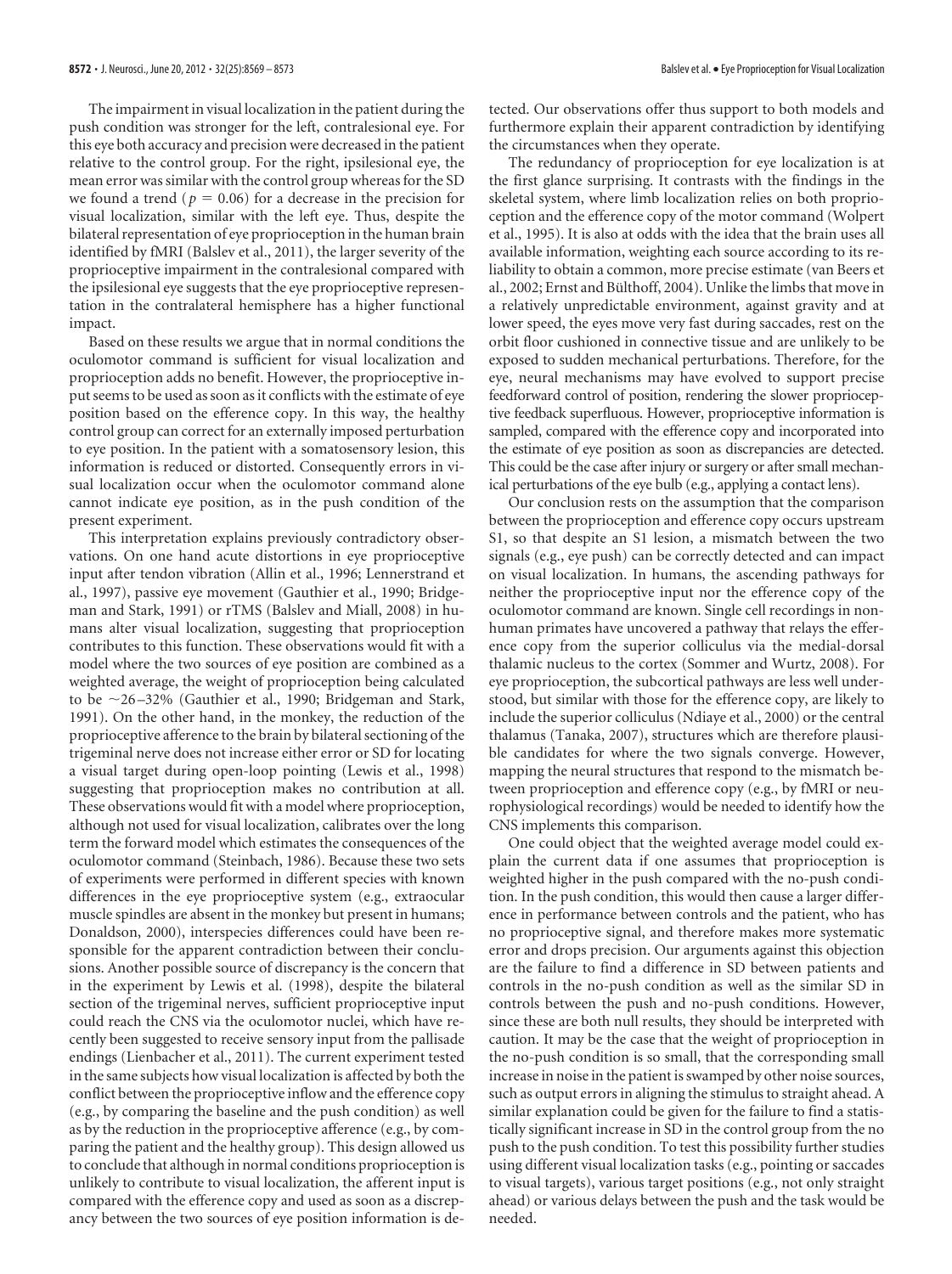The impairment in visual localization in the patient during the push condition was stronger for the left, contralesional eye. For this eye both accuracy and precision were decreased in the patient relative to the control group. For the right, ipsilesional eye, the mean error was similar with the control group whereas for the SD we found a trend ($p = 0.06$) for a decrease in the precision for visual localization, similar with the left eye. Thus, despite the bilateral representation of eye proprioception in the human brain identified by fMRI (Balslev et al., 2011), the larger severity of the proprioceptive impairment in the contralesional compared with the ipsilesional eye suggests that the eye proprioceptive representation in the contralateral hemisphere has a higher functional impact.

Based on these results we argue that in normal conditions the oculomotor command is sufficient for visual localization and proprioception adds no benefit. However, the proprioceptive input seems to be used as soon as it conflicts with the estimate of eye position based on the efference copy. In this way, the healthy control group can correct for an externally imposed perturbation to eye position. In the patient with a somatosensory lesion, this information is reduced or distorted. Consequently errors in visual localization occur when the oculomotor command alone cannot indicate eye position, as in the push condition of the present experiment.

This interpretation explains previously contradictory observations. On one hand acute distortions in eye proprioceptive input after tendon vibration (Allin et al., 1996; Lennerstrand et al., 1997), passive eye movement (Gauthier et al., 1990; Bridgeman and Stark, 1991) or rTMS (Balslev and Miall, 2008) in humans alter visual localization, suggesting that proprioception contributes to this function. These observations would fit with a model where the two sources of eye position are combined as a weighted average, the weight of proprioception being calculated to be ~26–32% (Gauthier et al., 1990; Bridgeman and Stark, 1991). On the other hand, in the monkey, the reduction of the proprioceptive afference to the brain by bilateral sectioning of the trigeminal nerve does not increase either error or SD for locating a visual target during open-loop pointing (Lewis et al., 1998) suggesting that proprioception makes no contribution at all. These observations would fit with a model where proprioception, although not used for visual localization, calibrates over the long term the forward model which estimates the consequences of the oculomotor command (Steinbach, 1986). Because these two sets of experiments were performed in different species with known differences in the eye proprioceptive system (e.g., extraocular muscle spindles are absent in the monkey but present in humans; Donaldson, 2000), interspecies differences could have been responsible for the apparent contradiction between their conclusions. Another possible source of discrepancy is the concern that in the experiment by Lewis et al. (1998), despite the bilateral section of the trigeminal nerves, sufficient proprioceptive input could reach the CNS via the oculomotor nuclei, which have recently been suggested to receive sensory input from the pallisade endings (Lienbacher et al., 2011). The current experiment tested in the same subjects how visual localization is affected by both the conflict between the proprioceptive inflow and the efference copy (e.g., by comparing the baseline and the push condition) as well as by the reduction in the proprioceptive afference (e.g., by comparing the patient and the healthy group). This design allowed us to conclude that although in normal conditions proprioception is unlikely to contribute to visual localization, the afferent input is compared with the efference copy and used as soon as a discrepancy between the two sources of eye position information is detected. Our observations offer thus support to both models and furthermore explain their apparent contradiction by identifying the circumstances when they operate.

The redundancy of proprioception for eye localization is at the first glance surprising. It contrasts with the findings in the skeletal system, where limb localization relies on both proprioception and the efference copy of the motor command (Wolpert et al., 1995). It is also at odds with the idea that the brain uses all available information, weighting each source according to its reliability to obtain a common, more precise estimate (van Beers et al., 2002; Ernst and Bülthoff, 2004). Unlike the limbs that move in a relatively unpredictable environment, against gravity and at lower speed, the eyes move very fast during saccades, rest on the orbit floor cushioned in connective tissue and are unlikely to be exposed to sudden mechanical perturbations. Therefore, for the eye, neural mechanisms may have evolved to support precise feedforward control of position, rendering the slower proprioceptive feedback superfluous. However, proprioceptive information is sampled, compared with the efference copy and incorporated into the estimate of eye position as soon as discrepancies are detected. This could be the case after injury or surgery or after small mechanical perturbations of the eye bulb (e.g., applying a contact lens).

Our conclusion rests on the assumption that the comparison between the proprioception and efference copy occurs upstream S1, so that despite an S1 lesion, a mismatch between the two signals (e.g., eye push) can be correctly detected and can impact on visual localization. In humans, the ascending pathways for neither the proprioceptive input nor the efference copy of the oculomotor command are known. Single cell recordings in nonhuman primates have uncovered a pathway that relays the efference copy from the superior colliculus via the medial-dorsal thalamic nucleus to the cortex (Sommer and Wurtz, 2008). For eye proprioception, the subcortical pathways are less well understood, but similar with those for the efference copy, are likely to include the superior colliculus (Ndiaye et al., 2000) or the central thalamus (Tanaka, 2007), structures which are therefore plausible candidates for where the two signals converge. However, mapping the neural structures that respond to the mismatch between proprioception and efference copy (e.g., by fMRI or neurophysiological recordings) would be needed to identify how the CNS implements this comparison.

One could object that the weighted average model could explain the current data if one assumes that proprioception is weighted higher in the push compared with the no-push condition. In the push condition, this would then cause a larger difference in performance between controls and the patient, who has no proprioceptive signal, and therefore makes more systematic error and drops precision. Our arguments against this objection are the failure to find a difference in SD between patients and controls in the no-push condition as well as the similar SD in controls between the push and no-push conditions. However, since these are both null results, they should be interpreted with caution. It may be the case that the weight of proprioception in the no-push condition is so small, that the corresponding small increase in noise in the patient is swamped by other noise sources, such as output errors in aligning the stimulus to straight ahead. A similar explanation could be given for the failure to find a statistically significant increase in SD in the control group from the no push to the push condition. To test this possibility further studies using different visual localization tasks (e.g., pointing or saccades to visual targets), various target positions (e.g., not only straight ahead) or various delays between the push and the task would be needed.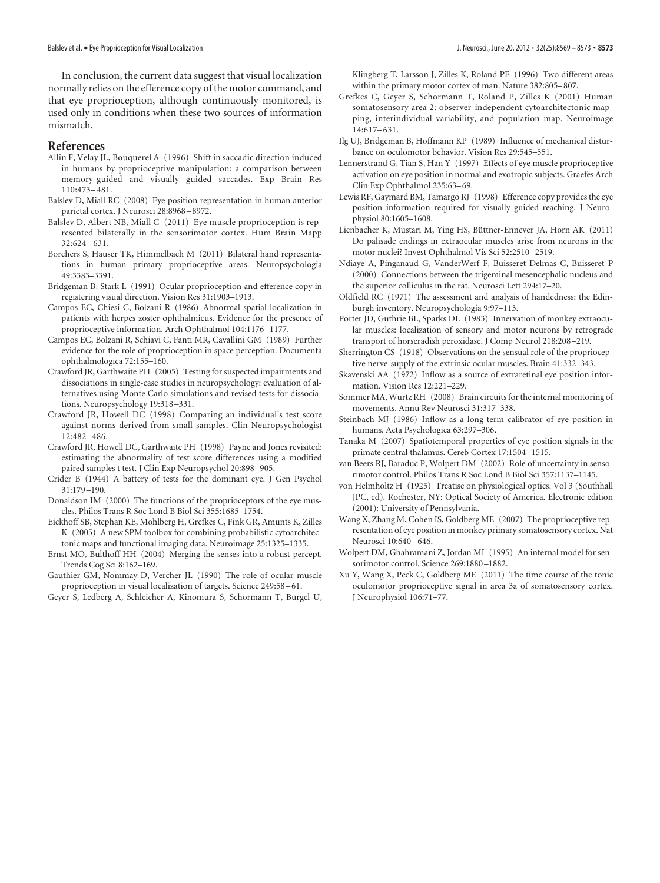In conclusion, the current data suggest that visual localization normally relies on the efference copy of the motor command, and that eye proprioception, although continuously monitored, is used only in conditions when these two sources of information mismatch.

## References

Allin F, Velay JL, Bouquerel A (1996) Shift in saccadic direction induced in humans by proprioceptive manipulation: a comparison between memory-guided and visually guided saccades. Exp Brain Res 110:473–481.

Balslev D, Miall RC (2008) Eye position representation in human anterior parietal cortex. J Neurosci 28:8968–8972.

Balslev D, Albert NB, Miall C (2011) Eye muscle proprioception is represented bilaterally in the sensorimotor cortex. Hum Brain Mapp 32:624–631.

Borchers S, Hauser TK, Himmelbach M (2011) Bilateral hand representations in human primary proprioceptive areas. Neuropsychologia 49:3383–3391.

Bridgeman B, Stark L (1991) Ocular proprioception and efference copy in registering visual direction. Vision Res 31:1903–1913.

Campos EC, Chiesi C, Bolzani R (1986) Abnormal spatial localization in patients with herpes zoster ophthalmicus. Evidence for the presence of proprioceptive information. Arch Ophthalmol 104:1176–1177.

Campos EC, Bolzani R, Schiavi C, Fanti MR, Cavallini GM (1989) Further evidence for the role of proprioception in space perception. Documenta ophthalmologica 72:155–160.

Crawford JR, Garthwaite PH (2005) Testing for suspected impairments and dissociations in single-case studies in neuropsychology: evaluation of alternatives using Monte Carlo simulations and revised tests for dissociations. Neuropsychology 19:318–331.

Crawford JR, Howell DC (1998) Comparing an individual's test score against norms derived from small samples. Clin Neuropsychologist 12:482–486.

Crawford JR, Howell DC, Garthwaite PH (1998) Payne and Jones revisited: estimating the abnormality of test score differences using a modified paired samples t test. J Clin Exp Neuropsychol 20:898–905.

Crider B (1944) A battery of tests for the dominant eye. J Gen Psychol 31:179–190.

Donaldson IM (2000) The functions of the proprioceptors of the eye muscles. Philos Trans R Soc Lond B Biol Sci 355:1685–1754.

Eickhoff SB, Stephan KE, Mohlberg H, Grefkes C, Fink GR, Amunts K, Zilles K (2005) A new SPM toolbox for combining probabilistic cytoarchitectonic maps and functional imaging data. Neuroimage 25:1325–1335.

Ernst MO, Bülthoff HH (2004) Merging the senses into a robust percept. Trends Cog Sci 8:162–169.

Gauthier GM, Nommay D, Vercher JL (1990) The role of ocular muscle proprioception in visual localization of targets. Science 249:58–61.

Geyer S, Ledberg A, Schleicher A, Kinomura S, Schormann T, Bürgel U, Klingberg T, Larsson J, Zilles K, Roland PE (1996) Two different areas within the primary motor cortex of man. Nature 382:805–807.

Grefkes C, Geyer S, Schormann T, Roland P, Zilles K (2001) Human somatosensory area 2: observer-independent cytoarchitectonic mapping, interindividual variability, and population map. Neuroimage 14:617–631.

Ilg UJ, Bridgeman B, Hoffmann KP (1989) Influence of mechanical disturbance on oculomotor behavior. Vision Res 29:545–551.

Lennerstrand G, Tian S, Han Y (1997) Effects of eye muscle proprioceptive activation on eye position in normal and exotropic subjects. Graefes Arch Clin Exp Ophthalmol 235:63–69.

Lewis RF, Gaymard BM, Tamargo RJ (1998) Efference copy provides the eye position information required for visually guided reaching. J Neurophysiol 80:1605–1608.

Lienbacher K, Mustari M, Ying HS, Büttner-Ennever JA, Horn AK (2011) Do palisade endings in extraocular muscles arise from neurons in the motor nuclei? Invest Ophthalmol Vis Sci 52:2510–2519.

Ndiaye A, Pinganaud G, VanderWerf F, Buisseret-Delmas C, Buisseret P (2000) Connections between the trigeminal mesencephalic nucleus and the superior colliculus in the rat. Neurosci Lett 294:17–20.

Oldfield RC (1971) The assessment and analysis of handedness: the Edinburgh inventory. Neuropsychologia 9:97–113.

Porter JD, Guthrie BL, Sparks DL (1983) Innervation of monkey extraocular muscles: localization of sensory and motor neurons by retrograde transport of horseradish peroxidase. J Comp Neurol 218:208–219.

Sherrington CS (1918) Observations on the sensual role of the proprioceptive nerve-supply of the extrinsic ocular muscles. Brain 41:332–343.

Skavenski AA (1972) Inflow as a source of extraretinal eye position information. Vision Res 12:221–229.

Sommer MA, Wurtz RH (2008) Brain circuits for the internal monitoring of movements. Annu Rev Neurosci 31:317–338.

Steinbach MJ (1986) Inflow as a long-term calibrator of eye position in humans. Acta Psychologica 63:297–306.

Tanaka M (2007) Spatiotemporal properties of eye position signals in the primate central thalamus. Cereb Cortex 17:1504–1515.

van Beers RJ, Baraduc P, Wolpert DM (2002) Role of uncertainty in sensorimotor control. Philos Trans R Soc Lond B Biol Sci 357:1137–1145.

von Helmholtz H (1925) Treatise on physiological optics. Vol 3 (Southhall JPC, ed). Rochester, NY: Optical Society of America. Electronic edition (2001): University of Pennsylvania.

Wang X, Zhang M, Cohen IS, Goldberg ME (2007) The proprioceptive representation of eye position in monkey primary somatosensory cortex. Nat Neurosci 10:640–646.

Wolpert DM, Ghahramani Z, Jordan MI (1995) An internal model for sensorimotor control. Science 269:1880–1882.

Xu Y, Wang X, Peck C, Goldberg ME (2011) The time course of the tonic oculomotor proprioceptive signal in area 3a of somatosensory cortex. J Neurophysiol 106:71–77.